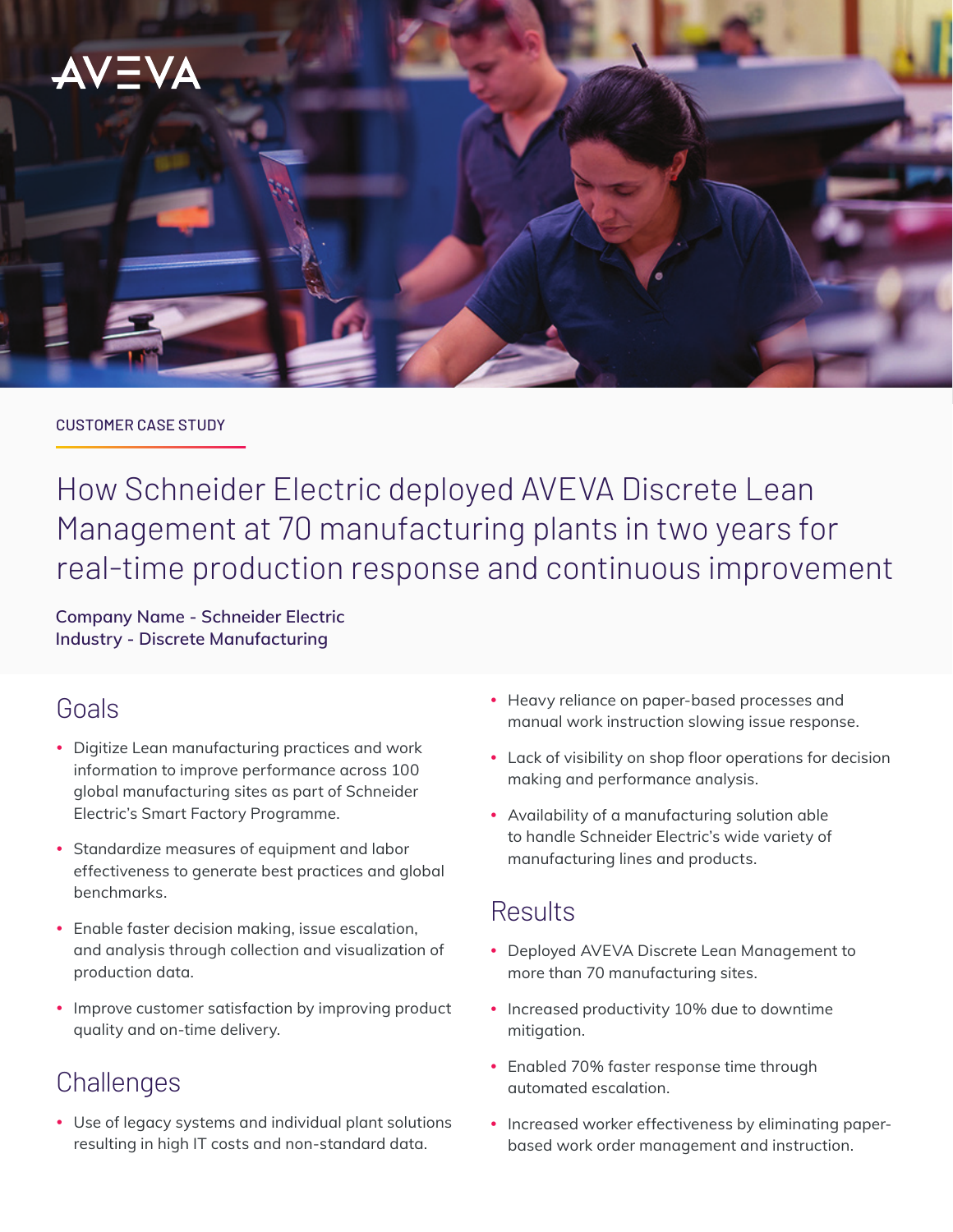AVEVA

CUSTOMER CASE STUDY

# How Schneider Electric deployed AVEVA Discrete Lean Management at 70 manufacturing plants in two years for real-time production response and continuous improvement

**Company Name - Schneider Electric**
**Industry - Discrete Manufacturing**

## Goals

- Digitize Lean manufacturing practices and work information to improve performance across 100 global manufacturing sites as part of Schneider Electric's Smart Factory Programme.
- Standardize measures of equipment and labor effectiveness to generate best practices and global benchmarks.
- Enable faster decision making, issue escalation, and analysis through collection and visualization of production data.
- Improve customer satisfaction by improving product quality and on-time delivery.

## Challenges

- Use of legacy systems and individual plant solutions resulting in high IT costs and non-standard data.
- Heavy reliance on paper-based processes and manual work instruction slowing issue response.
- Lack of visibility on shop floor operations for decision making and performance analysis.
- Availability of a manufacturing solution able to handle Schneider Electric's wide variety of manufacturing lines and products.

## Results

- Deployed AVEVA Discrete Lean Management to more than 70 manufacturing sites.
- Increased productivity 10% due to downtime mitigation.
- Enabled 70% faster response time through automated escalation.
- Increased worker effectiveness by eliminating paper-based work order management and instruction.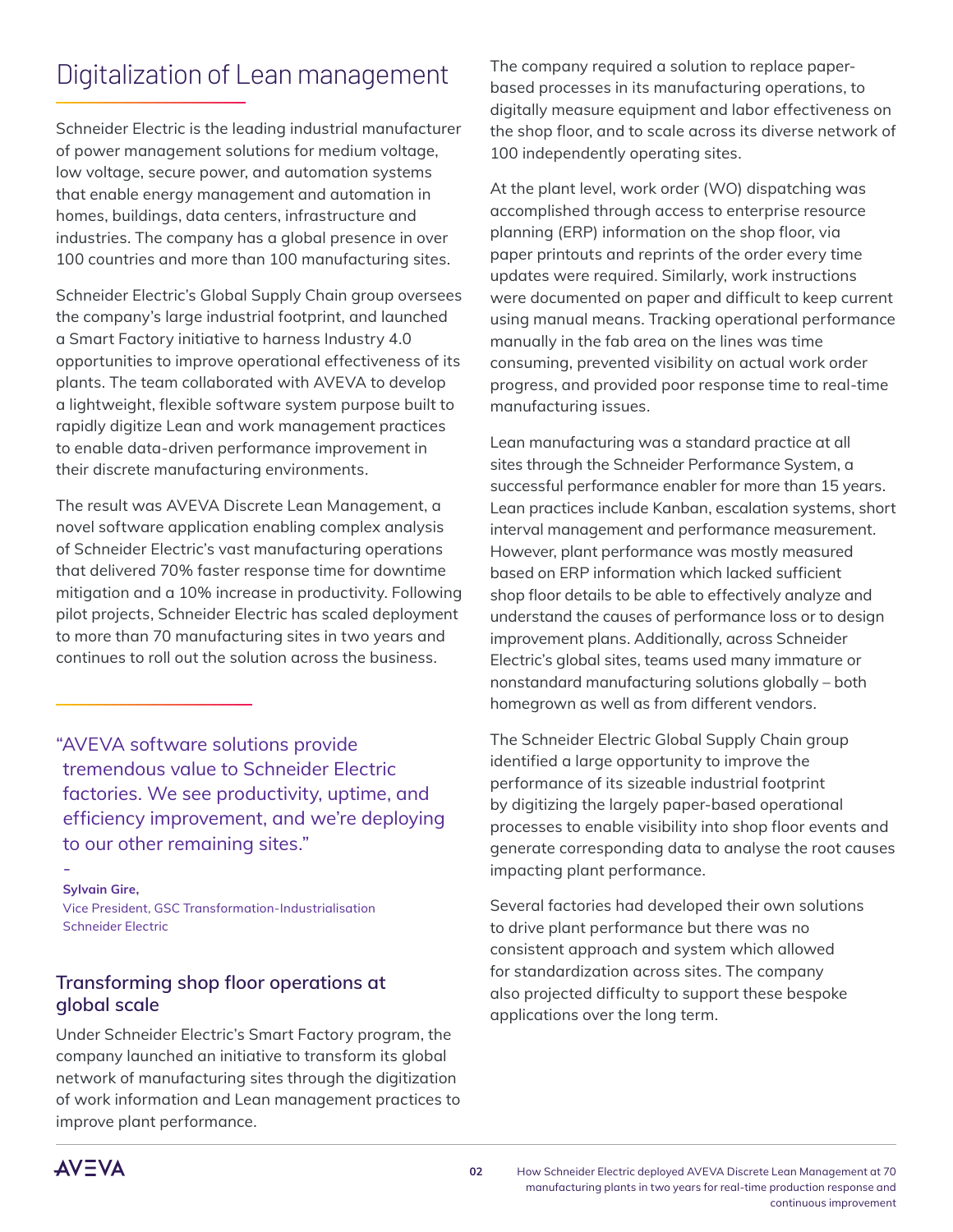# Digitalization of Lean management

Schneider Electric is the leading industrial manufacturer of power management solutions for medium voltage, low voltage, secure power, and automation systems that enable energy management and automation in homes, buildings, data centers, infrastructure and industries. The company has a global presence in over 100 countries and more than 100 manufacturing sites.

Schneider Electric's Global Supply Chain group oversees the company's large industrial footprint, and launched a Smart Factory initiative to harness Industry 4.0 opportunities to improve operational effectiveness of its plants. The team collaborated with AVEVA to develop a lightweight, flexible software system purpose built to rapidly digitize Lean and work management practices to enable data-driven performance improvement in their discrete manufacturing environments.

The result was AVEVA Discrete Lean Management, a novel software application enabling complex analysis of Schneider Electric's vast manufacturing operations that delivered 70% faster response time for downtime mitigation and a 10% increase in productivity. Following pilot projects, Schneider Electric has scaled deployment to more than 70 manufacturing sites in two years and continues to roll out the solution across the business.

> "AVEVA software solutions provide tremendous value to Schneider Electric factories. We see productivity, uptime, and efficiency improvement, and we're deploying to our other remaining sites."
>
> \-
>
> **Sylvain Gire,**
> Vice President, GSC Transformation-Industrialisation
> Schneider Electric

## Transforming shop floor operations at global scale

Under Schneider Electric's Smart Factory program, the company launched an initiative to transform its global network of manufacturing sites through the digitization of work information and Lean management practices to improve plant performance.

The company required a solution to replace paper-based processes in its manufacturing operations, to digitally measure equipment and labor effectiveness on the shop floor, and to scale across its diverse network of 100 independently operating sites.

At the plant level, work order (WO) dispatching was accomplished through access to enterprise resource planning (ERP) information on the shop floor, via paper printouts and reprints of the order every time updates were required. Similarly, work instructions were documented on paper and difficult to keep current using manual means. Tracking operational performance manually in the fab area on the lines was time consuming, prevented visibility on actual work order progress, and provided poor response time to real-time manufacturing issues.

Lean manufacturing was a standard practice at all sites through the Schneider Performance System, a successful performance enabler for more than 15 years. Lean practices include Kanban, escalation systems, short interval management and performance measurement. However, plant performance was mostly measured based on ERP information which lacked sufficient shop floor details to be able to effectively analyze and understand the causes of performance loss or to design improvement plans. Additionally, across Schneider Electric's global sites, teams used many immature or nonstandard manufacturing solutions globally – both homegrown as well as from different vendors.

The Schneider Electric Global Supply Chain group identified a large opportunity to improve the performance of its sizeable industrial footprint by digitizing the largely paper-based operational processes to enable visibility into shop floor events and generate corresponding data to analyse the root causes impacting plant performance.

Several factories had developed their own solutions to drive plant performance but there was no consistent approach and system which allowed for standardization across sites. The company also projected difficulty to support these bespoke applications over the long term.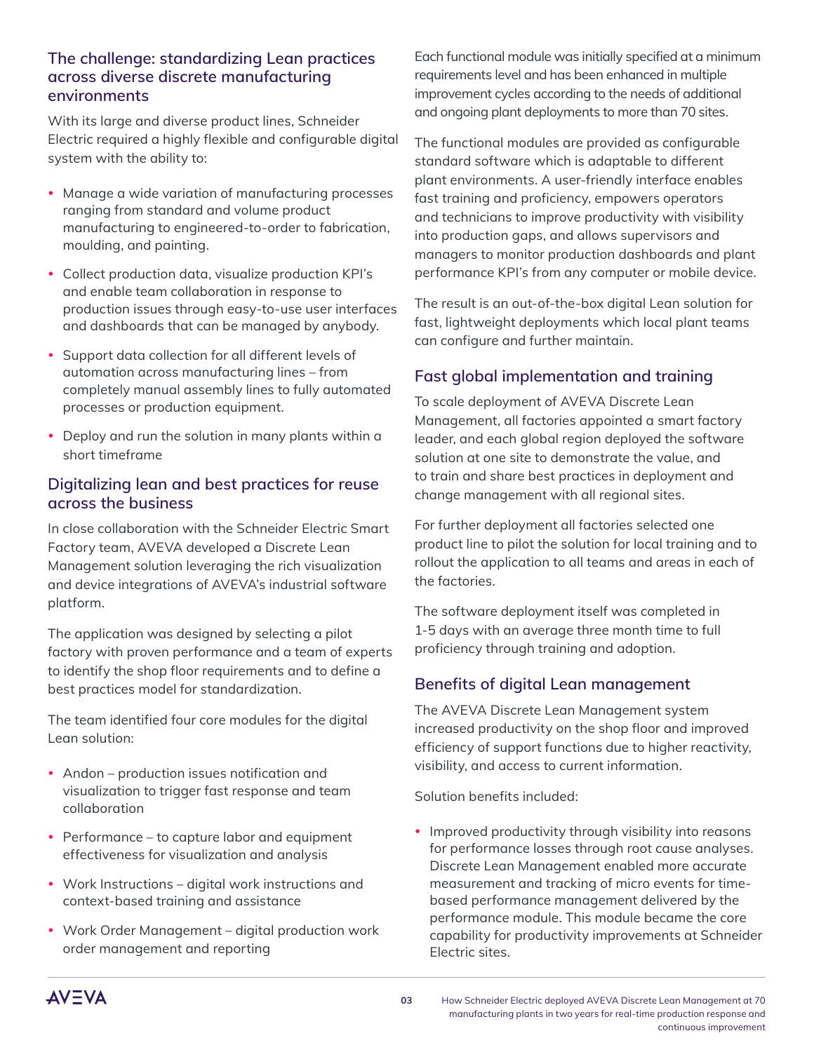## The challenge: standardizing Lean practices across diverse discrete manufacturing environments

With its large and diverse product lines, Schneider Electric required a highly flexible and configurable digital system with the ability to:

- Manage a wide variation of manufacturing processes ranging from standard and volume product manufacturing to engineered-to-order to fabrication, moulding, and painting.
- Collect production data, visualize production KPI's and enable team collaboration in response to production issues through easy-to-use user interfaces and dashboards that can be managed by anybody.
- Support data collection for all different levels of automation across manufacturing lines – from completely manual assembly lines to fully automated processes or production equipment.
- Deploy and run the solution in many plants within a short timeframe

## Digitalizing lean and best practices for reuse across the business

In close collaboration with the Schneider Electric Smart Factory team, AVEVA developed a Discrete Lean Management solution leveraging the rich visualization and device integrations of AVEVA's industrial software platform.

The application was designed by selecting a pilot factory with proven performance and a team of experts to identify the shop floor requirements and to define a best practices model for standardization.

The team identified four core modules for the digital Lean solution:

- Andon – production issues notification and visualization to trigger fast response and team collaboration
- Performance – to capture labor and equipment effectiveness for visualization and analysis
- Work Instructions – digital work instructions and context-based training and assistance
- Work Order Management – digital production work order management and reporting

Each functional module was initially specified at a minimum requirements level and has been enhanced in multiple improvement cycles according to the needs of additional and ongoing plant deployments to more than 70 sites.

The functional modules are provided as configurable standard software which is adaptable to different plant environments. A user-friendly interface enables fast training and proficiency, empowers operators and technicians to improve productivity with visibility into production gaps, and allows supervisors and managers to monitor production dashboards and plant performance KPI's from any computer or mobile device.

The result is an out-of-the-box digital Lean solution for fast, lightweight deployments which local plant teams can configure and further maintain.

## Fast global implementation and training

To scale deployment of AVEVA Discrete Lean Management, all factories appointed a smart factory leader, and each global region deployed the software solution at one site to demonstrate the value, and to train and share best practices in deployment and change management with all regional sites.

For further deployment all factories selected one product line to pilot the solution for local training and to rollout the application to all teams and areas in each of the factories.

The software deployment itself was completed in 1-5 days with an average three month time to full proficiency through training and adoption.

## Benefits of digital Lean management

The AVEVA Discrete Lean Management system increased productivity on the shop floor and improved efficiency of support functions due to higher reactivity, visibility, and access to current information.

Solution benefits included:

- Improved productivity through visibility into reasons for performance losses through root cause analyses. Discrete Lean Management enabled more accurate measurement and tracking of micro events for time-based performance management delivered by the performance module. This module became the core capability for productivity improvements at Schneider Electric sites.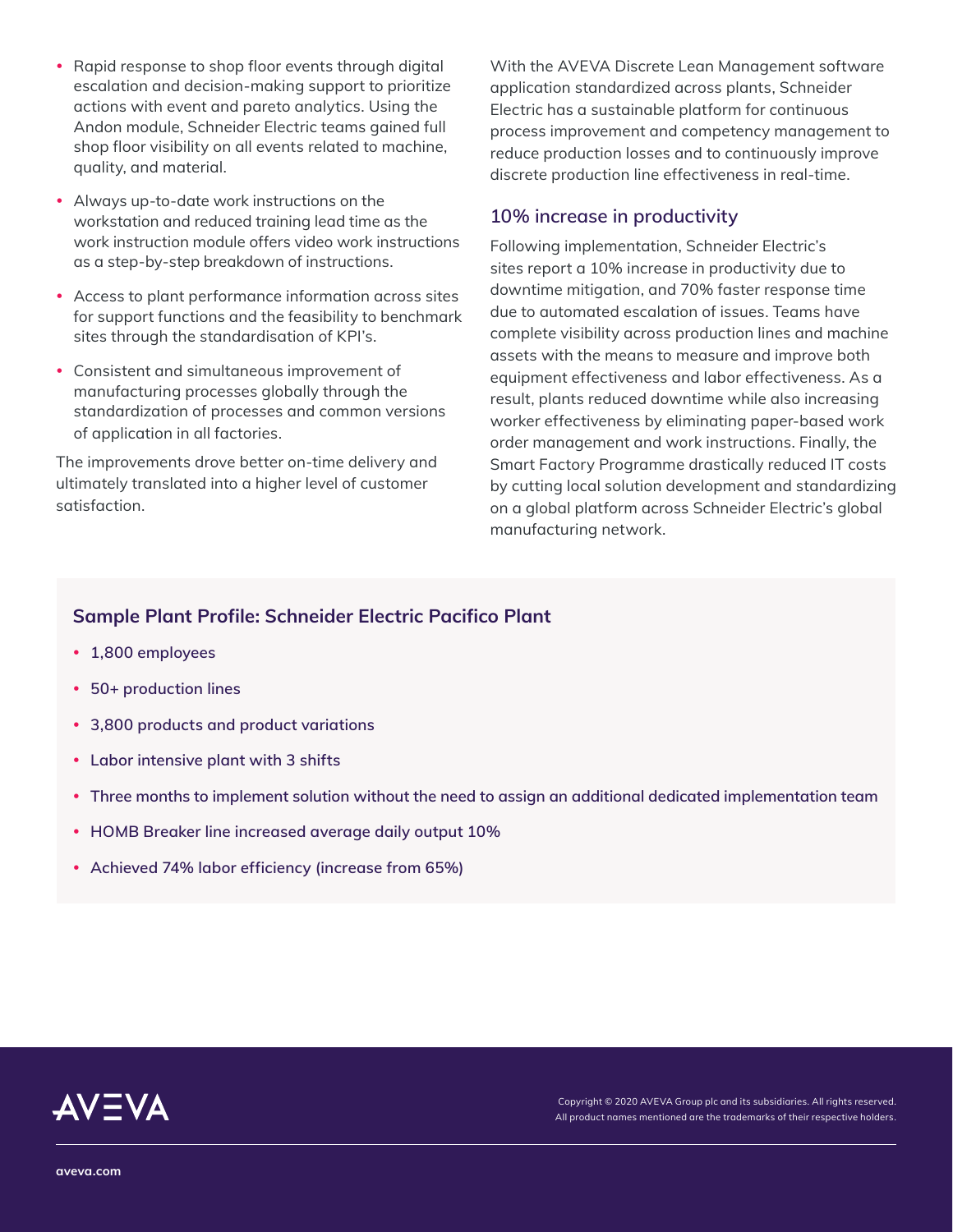- Rapid response to shop floor events through digital escalation and decision-making support to prioritize actions with event and pareto analytics. Using the Andon module, Schneider Electric teams gained full shop floor visibility on all events related to machine, quality, and material.
- Always up-to-date work instructions on the workstation and reduced training lead time as the work instruction module offers video work instructions as a step-by-step breakdown of instructions.
- Access to plant performance information across sites for support functions and the feasibility to benchmark sites through the standardisation of KPI's.
- Consistent and simultaneous improvement of manufacturing processes globally through the standardization of processes and common versions of application in all factories.

The improvements drove better on-time delivery and ultimately translated into a higher level of customer satisfaction.

With the AVEVA Discrete Lean Management software application standardized across plants, Schneider Electric has a sustainable platform for continuous process improvement and competency management to reduce production losses and to continuously improve discrete production line effectiveness in real-time.

## 10% increase in productivity

Following implementation, Schneider Electric's sites report a 10% increase in productivity due to downtime mitigation, and 70% faster response time due to automated escalation of issues. Teams have complete visibility across production lines and machine assets with the means to measure and improve both equipment effectiveness and labor effectiveness. As a result, plants reduced downtime while also increasing worker effectiveness by eliminating paper-based work order management and work instructions. Finally, the Smart Factory Programme drastically reduced IT costs by cutting local solution development and standardizing on a global platform across Schneider Electric's global manufacturing network.

### Sample Plant Profile: Schneider Electric Pacifico Plant

- **1,800 employees**
- **50+ production lines**
- **3,800 products and product variations**
- **Labor intensive plant with 3 shifts**
- **Three months to implement solution without the need to assign an additional dedicated implementation team**
- **HOMB Breaker line increased average daily output 10%**
- **Achieved 74% labor efficiency (increase from 65%)**

AVEVA

Copyright © 2020 AVEVA Group plc and its subsidiaries. All rights reserved.
All product names mentioned are the trademarks of their respective holders.

aveva.com